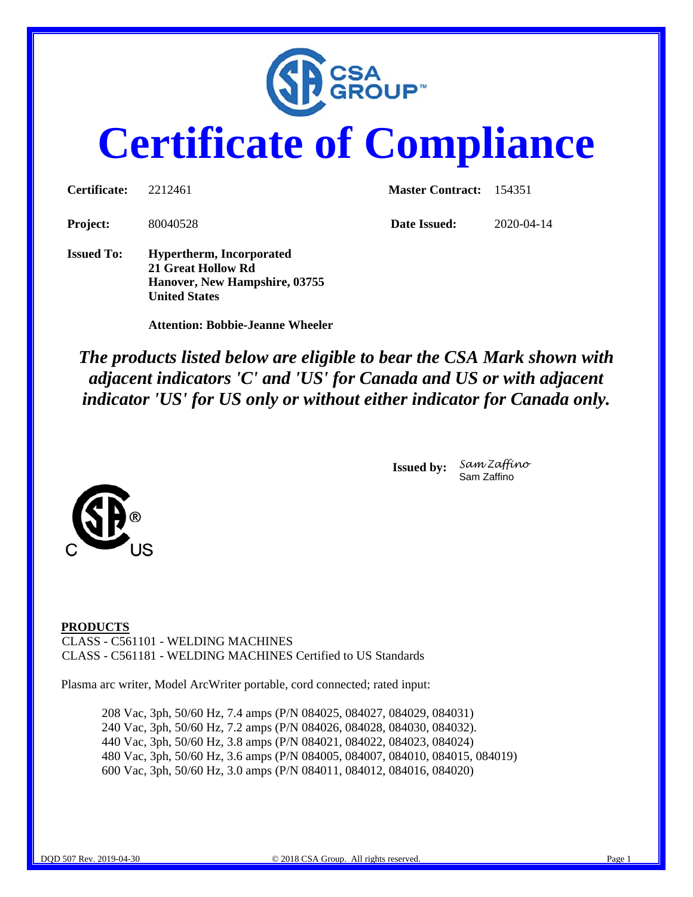CSA GROUP™

# Certificate of Compliance

| | | | |
|---|---|---|---|
| **Certificate:** | 2212461 | **Master Contract:** | 154351 |
| **Project:** | 80040528 | **Date Issued:** | 2020-04-14 |

**Issued To:** **Hypertherm, Incorporated**
**21 Great Hollow Rd**
**Hanover, New Hampshire, 03755**
**United States**

**Attention: Bobbie-Jeanne Wheeler**

***The products listed below are eligible to bear the CSA Mark shown with adjacent indicators 'C' and 'US' for Canada and US or with adjacent indicator 'US' for US only or without either indicator for Canada only.***

**Issued by:** *Sam Zaffino*
Sam Zaffino

C US

**PRODUCTS**
CLASS - C561101 - WELDING MACHINES
CLASS - C561181 - WELDING MACHINES Certified to US Standards

Plasma arc writer, Model ArcWriter portable, cord connected; rated input:

208 Vac, 3ph, 50/60 Hz, 7.4 amps (P/N 084025, 084027, 084029, 084031)
240 Vac, 3ph, 50/60 Hz, 7.2 amps (P/N 084026, 084028, 084030, 084032).
440 Vac, 3ph, 50/60 Hz, 3.8 amps (P/N 084021, 084022, 084023, 084024)
480 Vac, 3ph, 50/60 Hz, 3.6 amps (P/N 084005, 084007, 084010, 084015, 084019)
600 Vac, 3ph, 50/60 Hz, 3.0 amps (P/N 084011, 084012, 084016, 084020)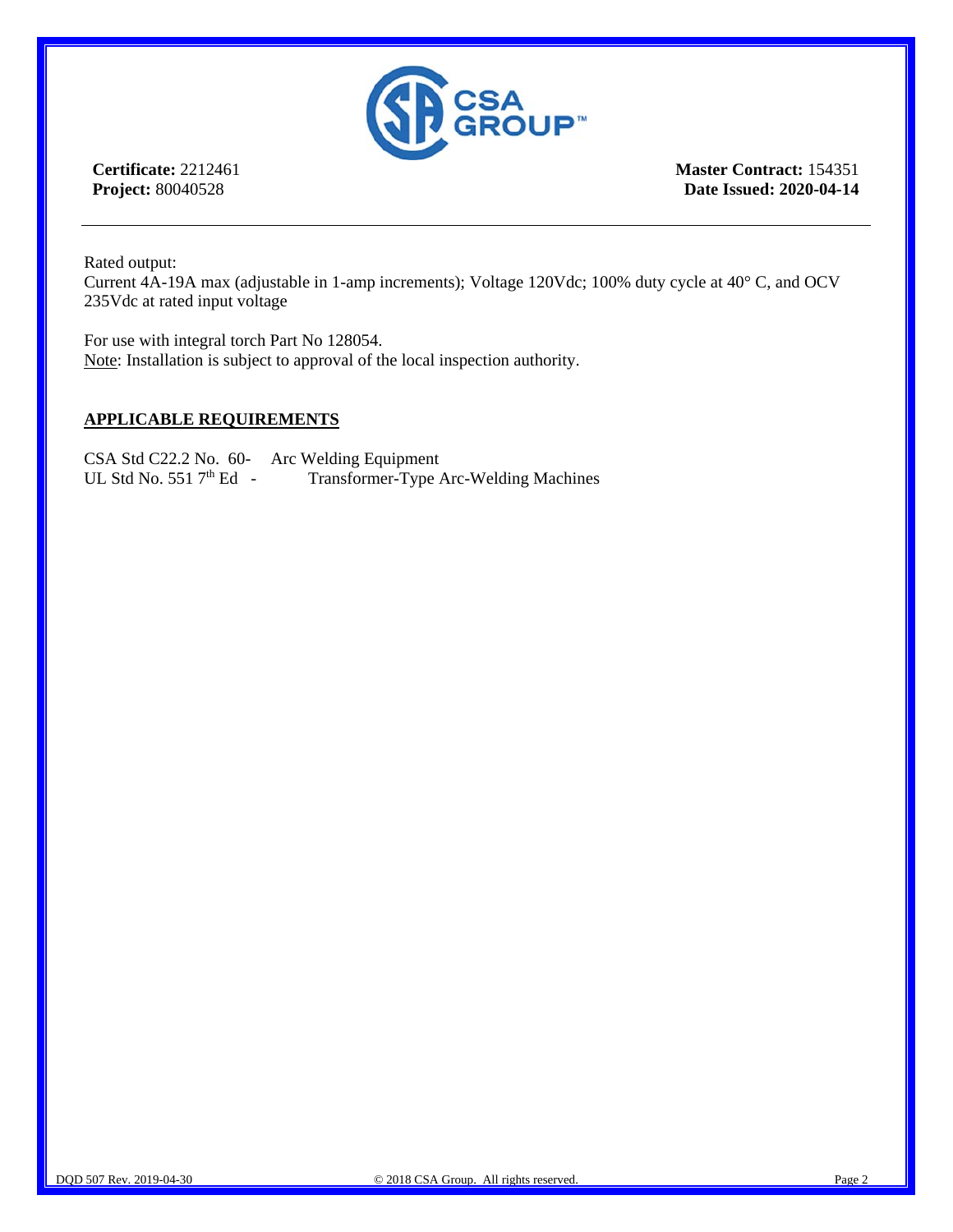**Certificate:** 2212461
**Project:** 80040528

**Master Contract:** 154351
**Date Issued: 2020-04-14**

---

Rated output:
Current 4A-19A max (adjustable in 1-amp increments); Voltage 120Vdc; 100% duty cycle at 40° C, and OCV 235Vdc at rated input voltage

For use with integral torch Part No 128054.
Note: Installation is subject to approval of the local inspection authority.

## APPLICABLE REQUIREMENTS

CSA Std C22.2 No. 60- Arc Welding Equipment
UL Std No. 551 7th Ed - Transformer-Type Arc-Welding Machines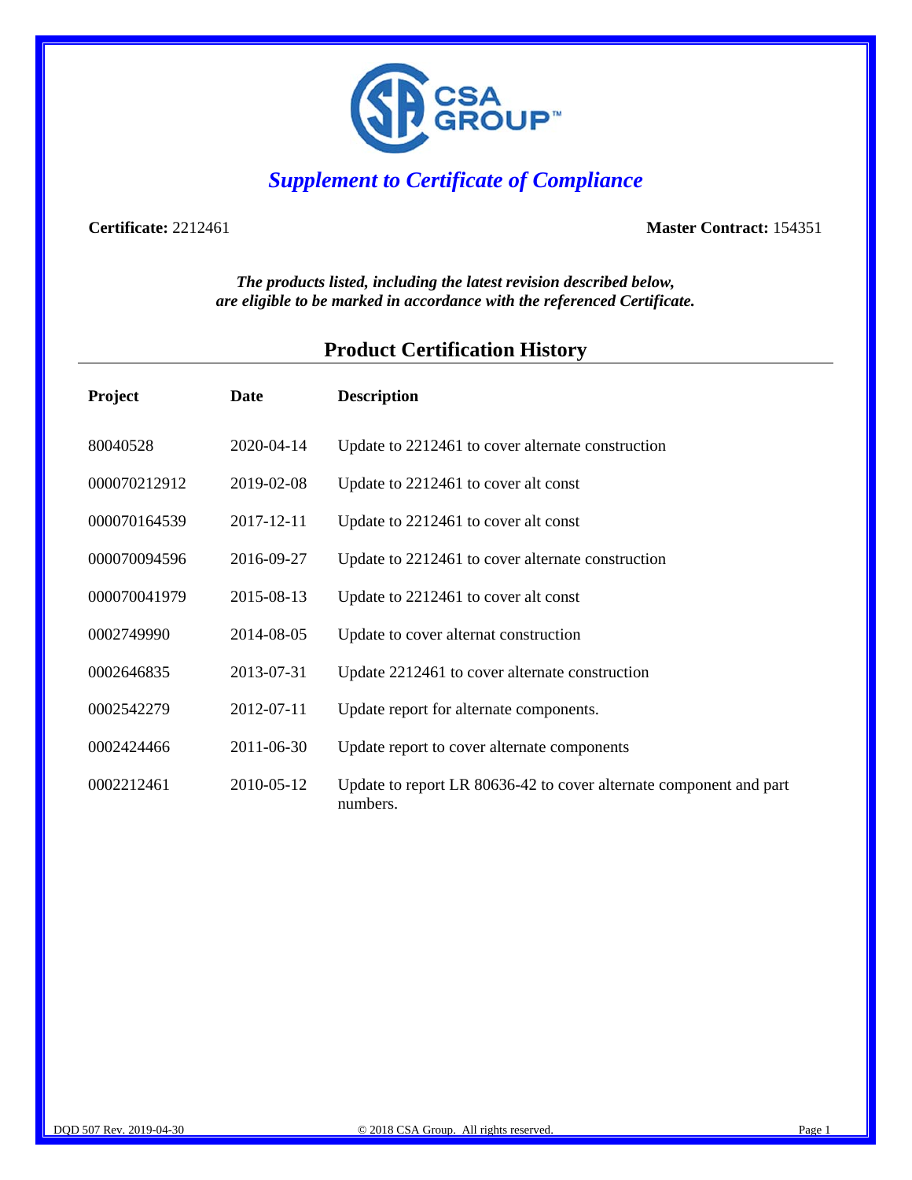# *Supplement to Certificate of Compliance*

**Certificate:** 2212461 **Master Contract:** 154351

***The products listed, including the latest revision described below, are eligible to be marked in accordance with the referenced Certificate.***

## Product Certification History

| Project | Date | Description |
| --- | --- | --- |
| 80040528 | 2020-04-14 | Update to 2212461 to cover alternate construction |
| 000070212912 | 2019-02-08 | Update to 2212461 to cover alt const |
| 000070164539 | 2017-12-11 | Update to 2212461 to cover alt const |
| 000070094596 | 2016-09-27 | Update to 2212461 to cover alternate construction |
| 000070041979 | 2015-08-13 | Update to 2212461 to cover alt const |
| 0002749990 | 2014-08-05 | Update to cover alternat construction |
| 0002646835 | 2013-07-31 | Update 2212461 to cover alternate construction |
| 0002542279 | 2012-07-11 | Update report for alternate components. |
| 0002424466 | 2011-06-30 | Update report to cover alternate components |
| 0002212461 | 2010-05-12 | Update to report LR 80636-42 to cover alternate component and part numbers. |